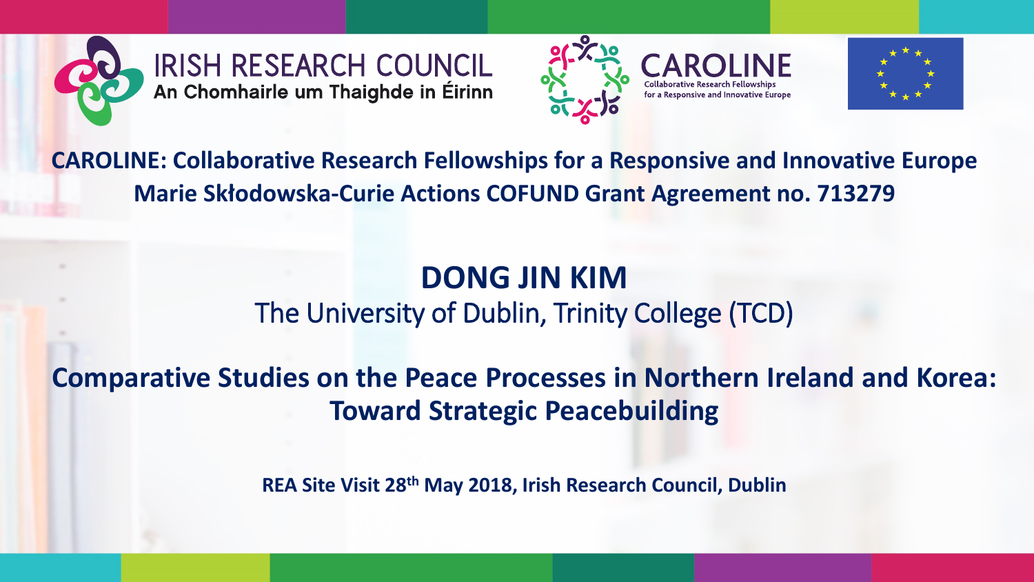IRISH RESEARCH COUNCIL
An Chomhairle um Thaighde in Éirinn

CAROLINE
Collaborative Research Fellowships for a Responsive and Innovative Europe

**CAROLINE: Collaborative Research Fellowships for a Responsive and Innovative Europe**
**Marie Skłodowska-Curie Actions COFUND Grant Agreement no. 713279**

# DONG JIN KIM

The University of Dublin, Trinity College (TCD)

## Comparative Studies on the Peace Processes in Northern Ireland and Korea: Toward Strategic Peacebuilding

**REA Site Visit 28th May 2018, Irish Research Council, Dublin**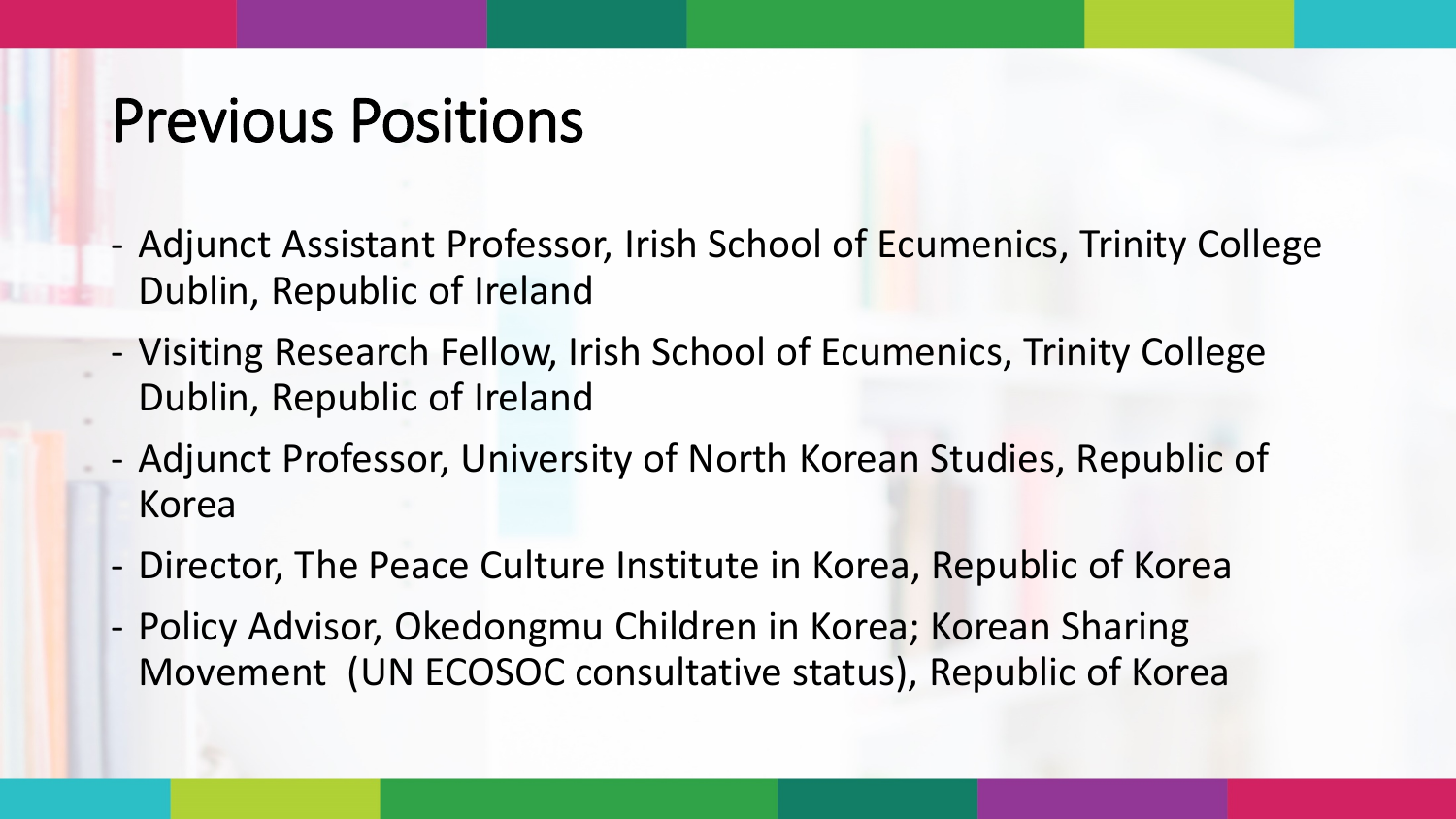# Previous Positions

- Adjunct Assistant Professor, Irish School of Ecumenics, Trinity College Dublin, Republic of Ireland
- Visiting Research Fellow, Irish School of Ecumenics, Trinity College Dublin, Republic of Ireland
- Adjunct Professor, University of North Korean Studies, Republic of Korea
- Director, The Peace Culture Institute in Korea, Republic of Korea
- Policy Advisor, Okedongmu Children in Korea; Korean Sharing Movement (UN ECOSOC consultative status), Republic of Korea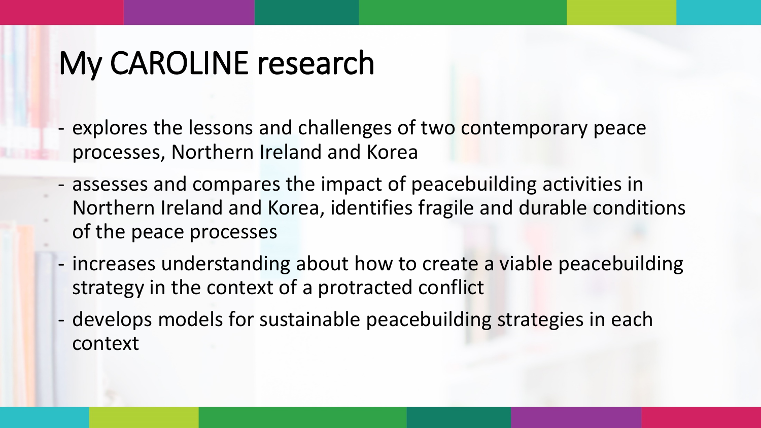# My CAROLINE research

- explores the lessons and challenges of two contemporary peace processes, Northern Ireland and Korea
- assesses and compares the impact of peacebuilding activities in Northern Ireland and Korea, identifies fragile and durable conditions of the peace processes
- increases understanding about how to create a viable peacebuilding strategy in the context of a protracted conflict
- develops models for sustainable peacebuilding strategies in each context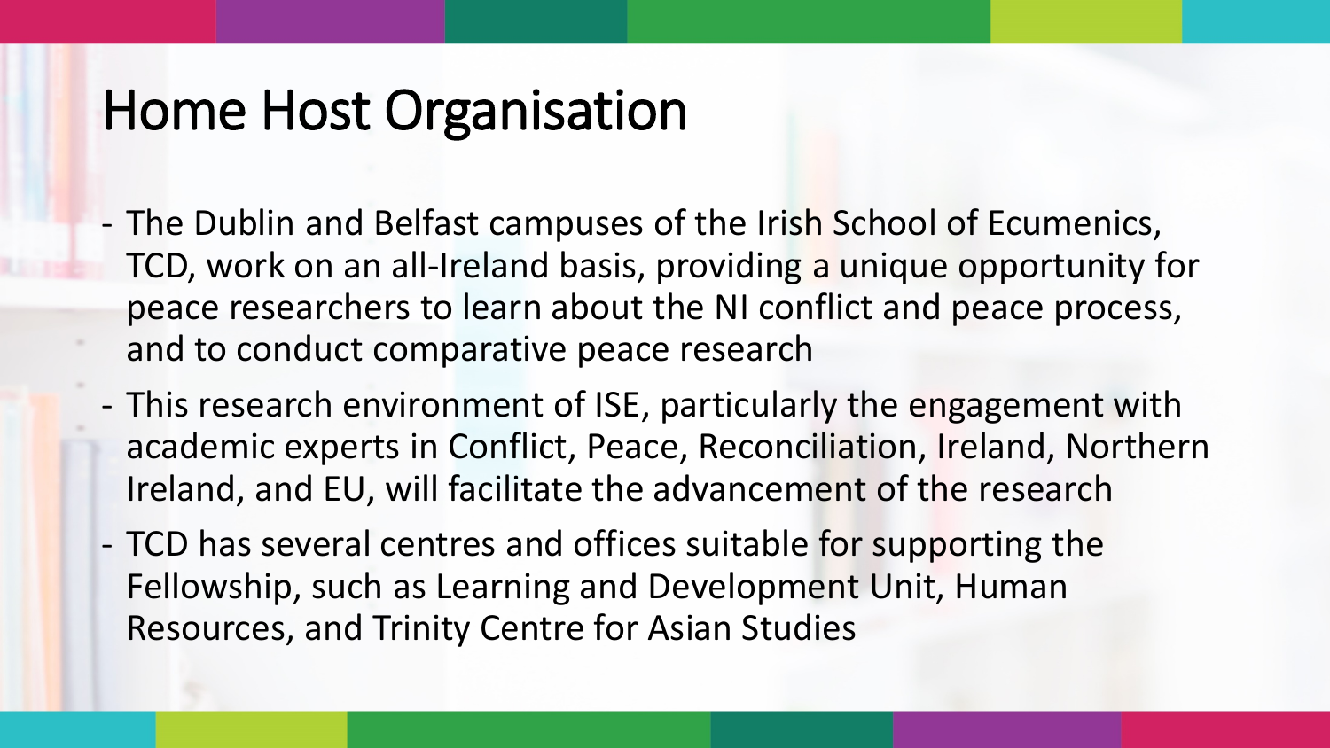# Home Host Organisation

- The Dublin and Belfast campuses of the Irish School of Ecumenics, TCD, work on an all-Ireland basis, providing a unique opportunity for peace researchers to learn about the NI conflict and peace process, and to conduct comparative peace research
- This research environment of ISE, particularly the engagement with academic experts in Conflict, Peace, Reconciliation, Ireland, Northern Ireland, and EU, will facilitate the advancement of the research
- TCD has several centres and offices suitable for supporting the Fellowship, such as Learning and Development Unit, Human Resources, and Trinity Centre for Asian Studies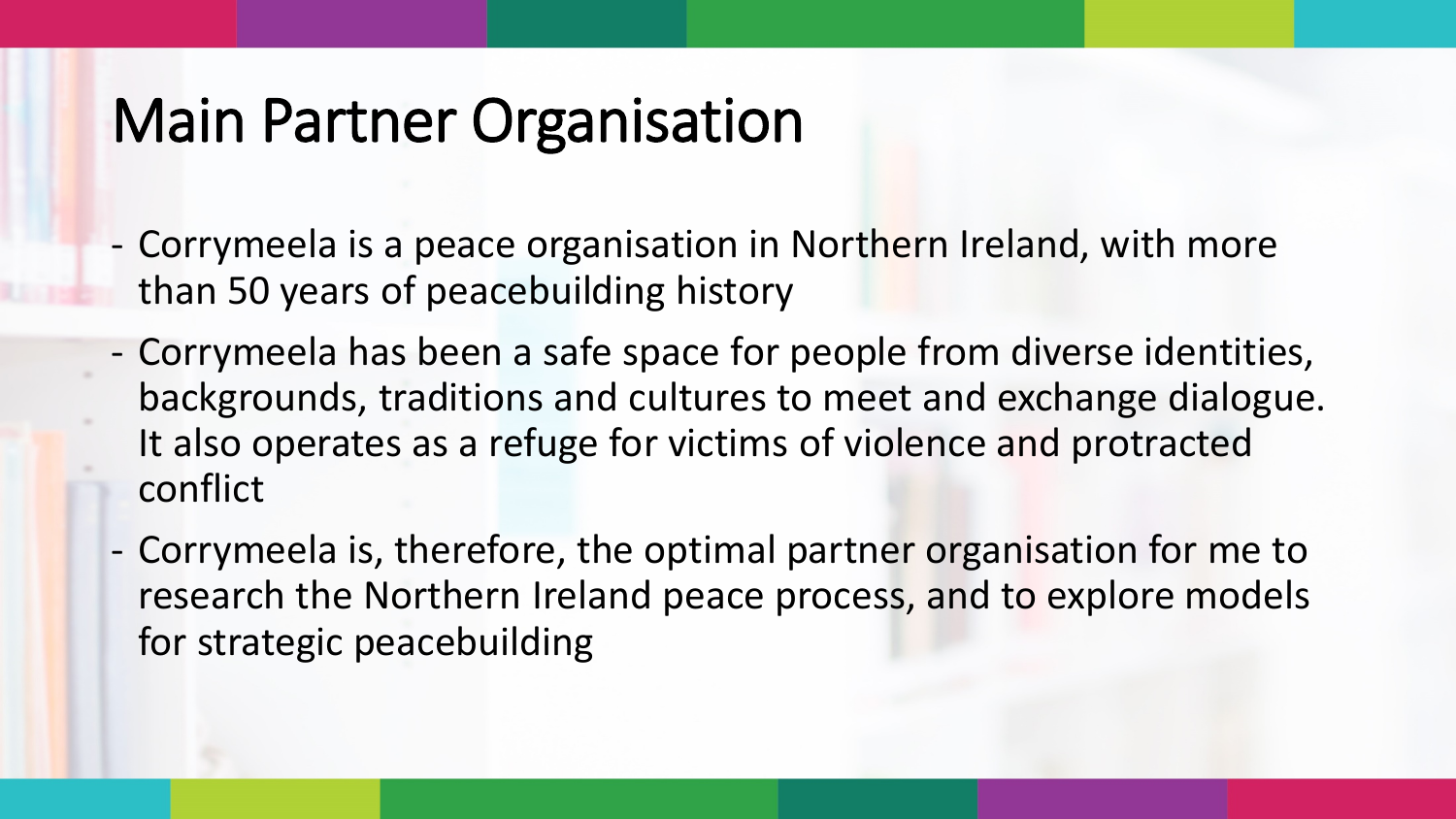# Main Partner Organisation

- Corrymeela is a peace organisation in Northern Ireland, with more than 50 years of peacebuilding history
- Corrymeela has been a safe space for people from diverse identities, backgrounds, traditions and cultures to meet and exchange dialogue. It also operates as a refuge for victims of violence and protracted conflict
- Corrymeela is, therefore, the optimal partner organisation for me to research the Northern Ireland peace process, and to explore models for strategic peacebuilding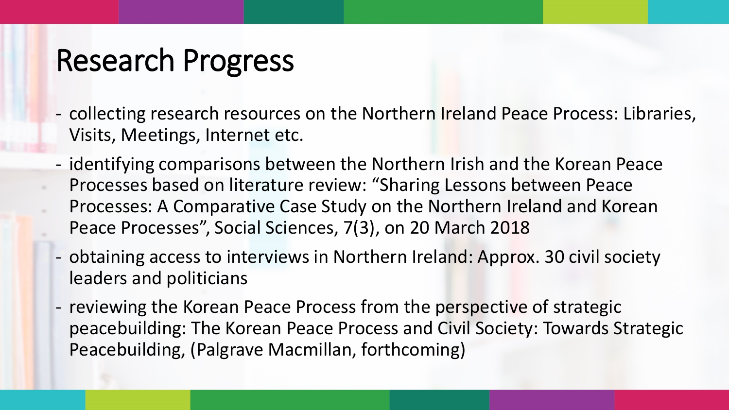# Research Progress

- collecting research resources on the Northern Ireland Peace Process: Libraries, Visits, Meetings, Internet etc.
- identifying comparisons between the Northern Irish and the Korean Peace Processes based on literature review: “Sharing Lessons between Peace Processes: A Comparative Case Study on the Northern Ireland and Korean Peace Processes”, Social Sciences, 7(3), on 20 March 2018
- obtaining access to interviews in Northern Ireland: Approx. 30 civil society leaders and politicians
- reviewing the Korean Peace Process from the perspective of strategic peacebuilding: The Korean Peace Process and Civil Society: Towards Strategic Peacebuilding, (Palgrave Macmillan, forthcoming)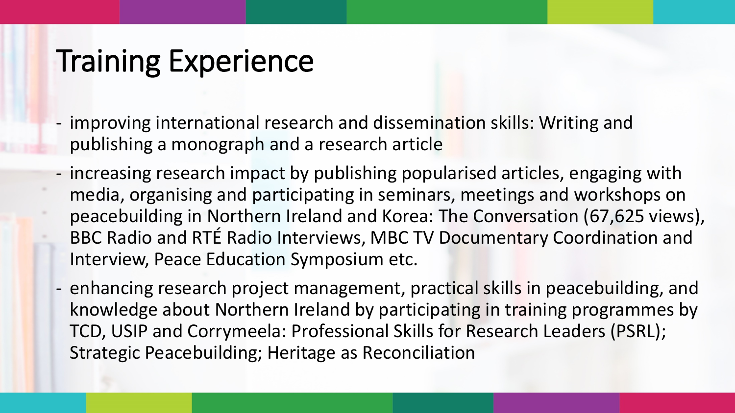# Training Experience

- improving international research and dissemination skills: Writing and publishing a monograph and a research article
- increasing research impact by publishing popularised articles, engaging with media, organising and participating in seminars, meetings and workshops on peacebuilding in Northern Ireland and Korea: The Conversation (67,625 views), BBC Radio and RTÉ Radio Interviews, MBC TV Documentary Coordination and Interview, Peace Education Symposium etc.
- enhancing research project management, practical skills in peacebuilding, and knowledge about Northern Ireland by participating in training programmes by TCD, USIP and Corrymeela: Professional Skills for Research Leaders (PSRL); Strategic Peacebuilding; Heritage as Reconciliation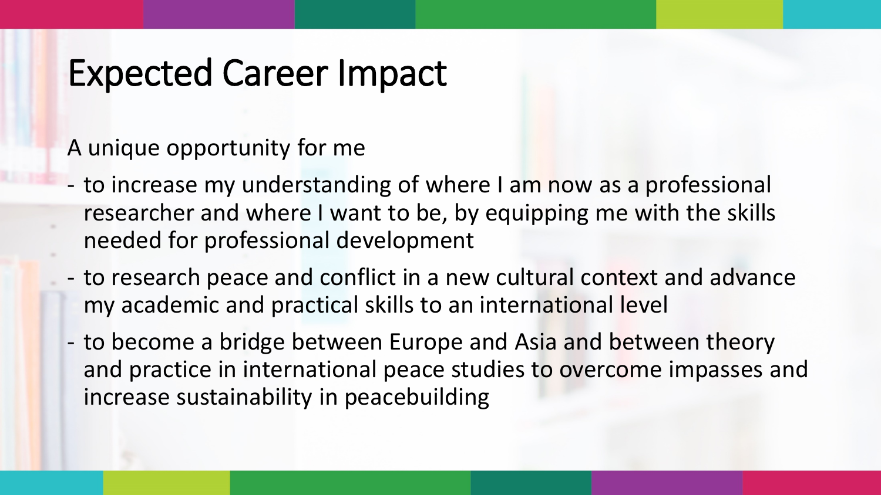# Expected Career Impact

A unique opportunity for me

- to increase my understanding of where I am now as a professional researcher and where I want to be, by equipping me with the skills needed for professional development
- to research peace and conflict in a new cultural context and advance my academic and practical skills to an international level
- to become a bridge between Europe and Asia and between theory and practice in international peace studies to overcome impasses and increase sustainability in peacebuilding